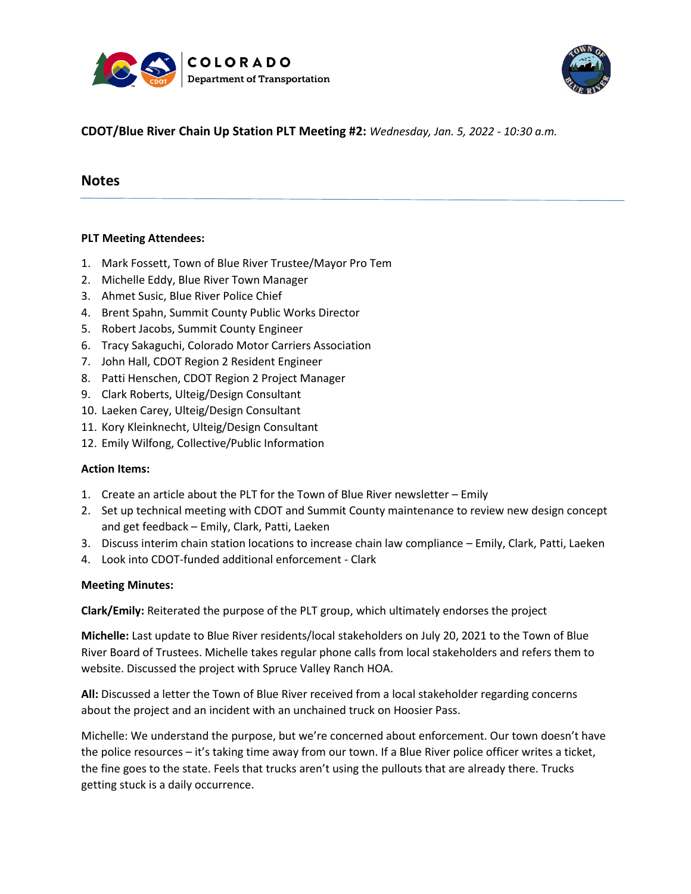**CDOT/Blue River Chain Up Station PLT Meeting #2:** *Wednesday, Jan. 5, 2022 - 10:30 a.m.*

## Notes

**PLT Meeting Attendees:**

1. Mark Fossett, Town of Blue River Trustee/Mayor Pro Tem
2. Michelle Eddy, Blue River Town Manager
3. Ahmet Susic, Blue River Police Chief
4. Brent Spahn, Summit County Public Works Director
5. Robert Jacobs, Summit County Engineer
6. Tracy Sakaguchi, Colorado Motor Carriers Association
7. John Hall, CDOT Region 2 Resident Engineer
8. Patti Henschen, CDOT Region 2 Project Manager
9. Clark Roberts, Ulteig/Design Consultant
10. Laeken Carey, Ulteig/Design Consultant
11. Kory Kleinknecht, Ulteig/Design Consultant
12. Emily Wilfong, Collective/Public Information

**Action Items:**

1. Create an article about the PLT for the Town of Blue River newsletter – Emily
2. Set up technical meeting with CDOT and Summit County maintenance to review new design concept and get feedback – Emily, Clark, Patti, Laeken
3. Discuss interim chain station locations to increase chain law compliance – Emily, Clark, Patti, Laeken
4. Look into CDOT-funded additional enforcement - Clark

**Meeting Minutes:**

**Clark/Emily:** Reiterated the purpose of the PLT group, which ultimately endorses the project

**Michelle:** Last update to Blue River residents/local stakeholders on July 20, 2021 to the Town of Blue River Board of Trustees. Michelle takes regular phone calls from local stakeholders and refers them to website. Discussed the project with Spruce Valley Ranch HOA.

**All:** Discussed a letter the Town of Blue River received from a local stakeholder regarding concerns about the project and an incident with an unchained truck on Hoosier Pass.

Michelle: We understand the purpose, but we're concerned about enforcement. Our town doesn't have the police resources – it's taking time away from our town. If a Blue River police officer writes a ticket, the fine goes to the state. Feels that trucks aren't using the pullouts that are already there. Trucks getting stuck is a daily occurrence.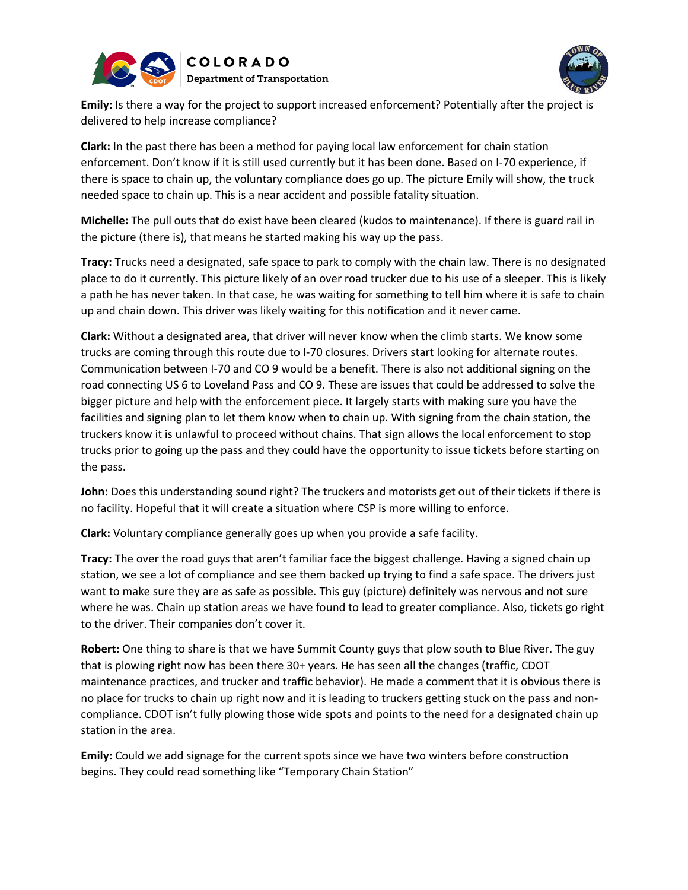**Emily:** Is there a way for the project to support increased enforcement? Potentially after the project is delivered to help increase compliance?

**Clark:** In the past there has been a method for paying local law enforcement for chain station enforcement. Don't know if it is still used currently but it has been done. Based on I-70 experience, if there is space to chain up, the voluntary compliance does go up. The picture Emily will show, the truck needed space to chain up. This is a near accident and possible fatality situation.

**Michelle:** The pull outs that do exist have been cleared (kudos to maintenance). If there is guard rail in the picture (there is), that means he started making his way up the pass.

**Tracy:** Trucks need a designated, safe space to park to comply with the chain law. There is no designated place to do it currently. This picture likely of an over road trucker due to his use of a sleeper. This is likely a path he has never taken. In that case, he was waiting for something to tell him where it is safe to chain up and chain down. This driver was likely waiting for this notification and it never came.

**Clark:** Without a designated area, that driver will never know when the climb starts. We know some trucks are coming through this route due to I-70 closures. Drivers start looking for alternate routes. Communication between I-70 and CO 9 would be a benefit. There is also not additional signing on the road connecting US 6 to Loveland Pass and CO 9. These are issues that could be addressed to solve the bigger picture and help with the enforcement piece. It largely starts with making sure you have the facilities and signing plan to let them know when to chain up. With signing from the chain station, the truckers know it is unlawful to proceed without chains. That sign allows the local enforcement to stop trucks prior to going up the pass and they could have the opportunity to issue tickets before starting on the pass.

**John:** Does this understanding sound right? The truckers and motorists get out of their tickets if there is no facility. Hopeful that it will create a situation where CSP is more willing to enforce.

**Clark:** Voluntary compliance generally goes up when you provide a safe facility.

**Tracy:** The over the road guys that aren't familiar face the biggest challenge. Having a signed chain up station, we see a lot of compliance and see them backed up trying to find a safe space. The drivers just want to make sure they are as safe as possible. This guy (picture) definitely was nervous and not sure where he was. Chain up station areas we have found to lead to greater compliance. Also, tickets go right to the driver. Their companies don't cover it.

**Robert:** One thing to share is that we have Summit County guys that plow south to Blue River. The guy that is plowing right now has been there 30+ years. He has seen all the changes (traffic, CDOT maintenance practices, and trucker and traffic behavior). He made a comment that it is obvious there is no place for trucks to chain up right now and it is leading to truckers getting stuck on the pass and non-compliance. CDOT isn't fully plowing those wide spots and points to the need for a designated chain up station in the area.

**Emily:** Could we add signage for the current spots since we have two winters before construction begins. They could read something like "Temporary Chain Station"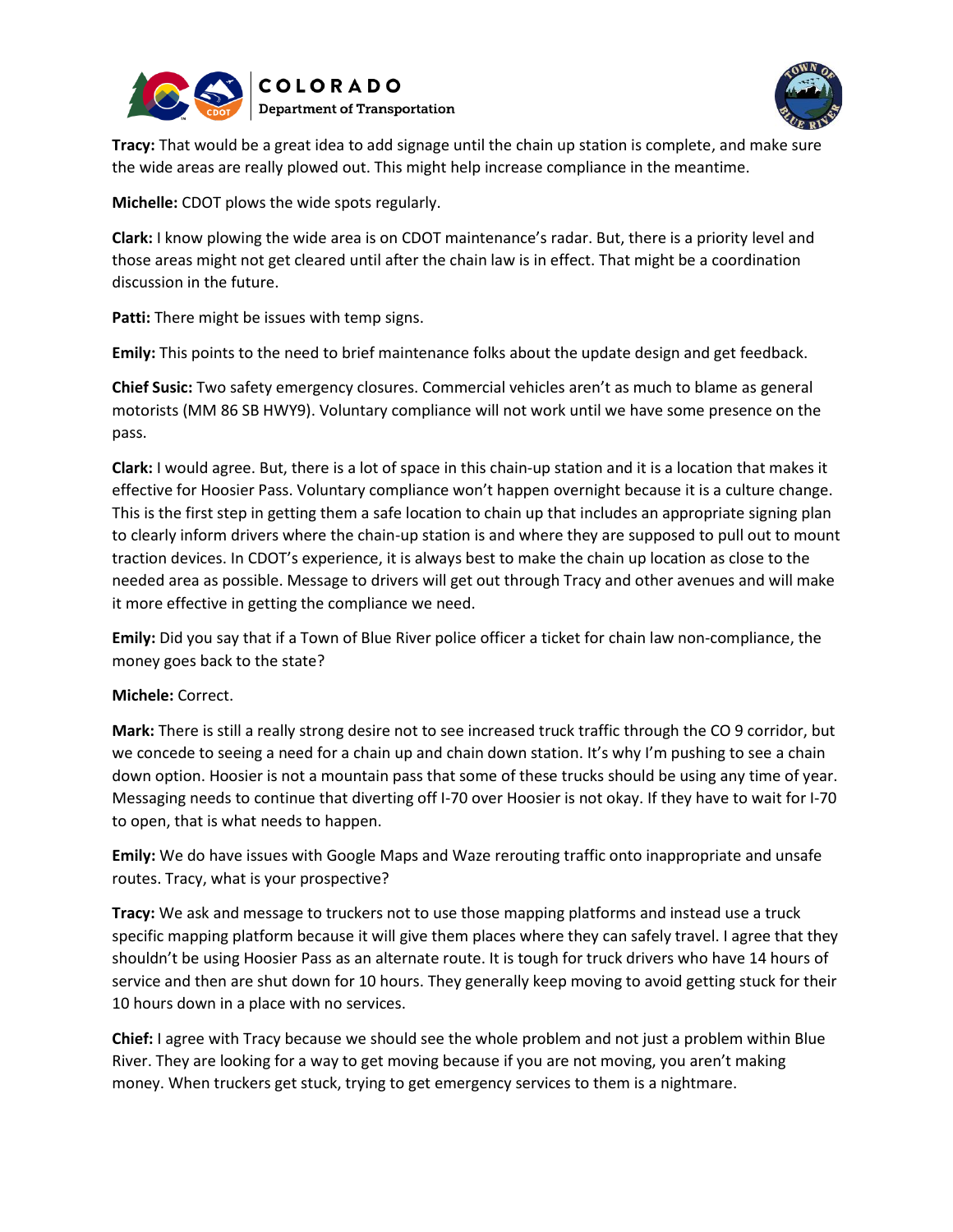**Tracy:** That would be a great idea to add signage until the chain up station is complete, and make sure the wide areas are really plowed out. This might help increase compliance in the meantime.

**Michelle:** CDOT plows the wide spots regularly.

**Clark:** I know plowing the wide area is on CDOT maintenance's radar. But, there is a priority level and those areas might not get cleared until after the chain law is in effect. That might be a coordination discussion in the future.

**Patti:** There might be issues with temp signs.

**Emily:** This points to the need to brief maintenance folks about the update design and get feedback.

**Chief Susic:** Two safety emergency closures. Commercial vehicles aren't as much to blame as general motorists (MM 86 SB HWY9). Voluntary compliance will not work until we have some presence on the pass.

**Clark:** I would agree. But, there is a lot of space in this chain-up station and it is a location that makes it effective for Hoosier Pass. Voluntary compliance won't happen overnight because it is a culture change. This is the first step in getting them a safe location to chain up that includes an appropriate signing plan to clearly inform drivers where the chain-up station is and where they are supposed to pull out to mount traction devices. In CDOT's experience, it is always best to make the chain up location as close to the needed area as possible. Message to drivers will get out through Tracy and other avenues and will make it more effective in getting the compliance we need.

**Emily:** Did you say that if a Town of Blue River police officer a ticket for chain law non-compliance, the money goes back to the state?

**Michele:** Correct.

**Mark:** There is still a really strong desire not to see increased truck traffic through the CO 9 corridor, but we concede to seeing a need for a chain up and chain down station. It's why I'm pushing to see a chain down option. Hoosier is not a mountain pass that some of these trucks should be using any time of year. Messaging needs to continue that diverting off I-70 over Hoosier is not okay. If they have to wait for I-70 to open, that is what needs to happen.

**Emily:** We do have issues with Google Maps and Waze rerouting traffic onto inappropriate and unsafe routes. Tracy, what is your prospective?

**Tracy:** We ask and message to truckers not to use those mapping platforms and instead use a truck specific mapping platform because it will give them places where they can safely travel. I agree that they shouldn't be using Hoosier Pass as an alternate route. It is tough for truck drivers who have 14 hours of service and then are shut down for 10 hours. They generally keep moving to avoid getting stuck for their 10 hours down in a place with no services.

**Chief:** I agree with Tracy because we should see the whole problem and not just a problem within Blue River. They are looking for a way to get moving because if you are not moving, you aren't making money. When truckers get stuck, trying to get emergency services to them is a nightmare.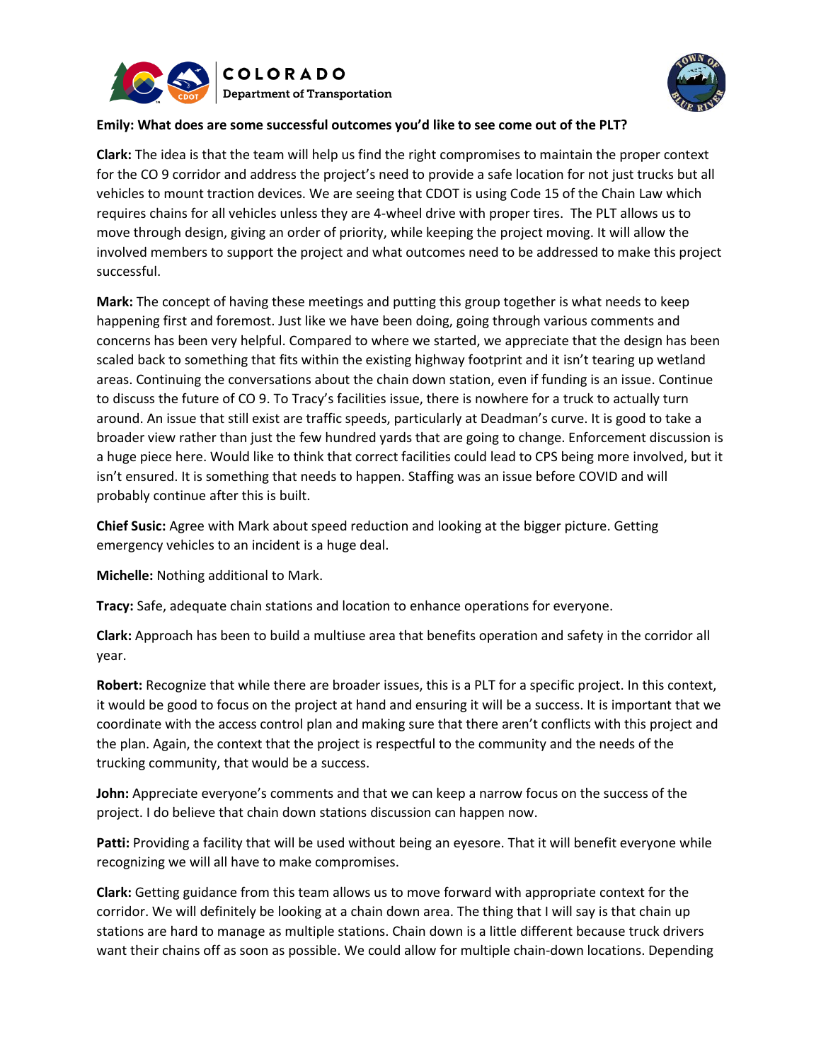**Emily: What does are some successful outcomes you'd like to see come out of the PLT?**

**Clark:** The idea is that the team will help us find the right compromises to maintain the proper context for the CO 9 corridor and address the project's need to provide a safe location for not just trucks but all vehicles to mount traction devices. We are seeing that CDOT is using Code 15 of the Chain Law which requires chains for all vehicles unless they are 4-wheel drive with proper tires. The PLT allows us to move through design, giving an order of priority, while keeping the project moving. It will allow the involved members to support the project and what outcomes need to be addressed to make this project successful.

**Mark:** The concept of having these meetings and putting this group together is what needs to keep happening first and foremost. Just like we have been doing, going through various comments and concerns has been very helpful. Compared to where we started, we appreciate that the design has been scaled back to something that fits within the existing highway footprint and it isn't tearing up wetland areas. Continuing the conversations about the chain down station, even if funding is an issue. Continue to discuss the future of CO 9. To Tracy's facilities issue, there is nowhere for a truck to actually turn around. An issue that still exist are traffic speeds, particularly at Deadman's curve. It is good to take a broader view rather than just the few hundred yards that are going to change. Enforcement discussion is a huge piece here. Would like to think that correct facilities could lead to CPS being more involved, but it isn't ensured. It is something that needs to happen. Staffing was an issue before COVID and will probably continue after this is built.

**Chief Susic:** Agree with Mark about speed reduction and looking at the bigger picture. Getting emergency vehicles to an incident is a huge deal.

**Michelle:** Nothing additional to Mark.

**Tracy:** Safe, adequate chain stations and location to enhance operations for everyone.

**Clark:** Approach has been to build a multiuse area that benefits operation and safety in the corridor all year.

**Robert:** Recognize that while there are broader issues, this is a PLT for a specific project. In this context, it would be good to focus on the project at hand and ensuring it will be a success. It is important that we coordinate with the access control plan and making sure that there aren't conflicts with this project and the plan. Again, the context that the project is respectful to the community and the needs of the trucking community, that would be a success.

**John:** Appreciate everyone's comments and that we can keep a narrow focus on the success of the project. I do believe that chain down stations discussion can happen now.

**Patti:** Providing a facility that will be used without being an eyesore. That it will benefit everyone while recognizing we will all have to make compromises.

**Clark:** Getting guidance from this team allows us to move forward with appropriate context for the corridor. We will definitely be looking at a chain down area. The thing that I will say is that chain up stations are hard to manage as multiple stations. Chain down is a little different because truck drivers want their chains off as soon as possible. We could allow for multiple chain-down locations. Depending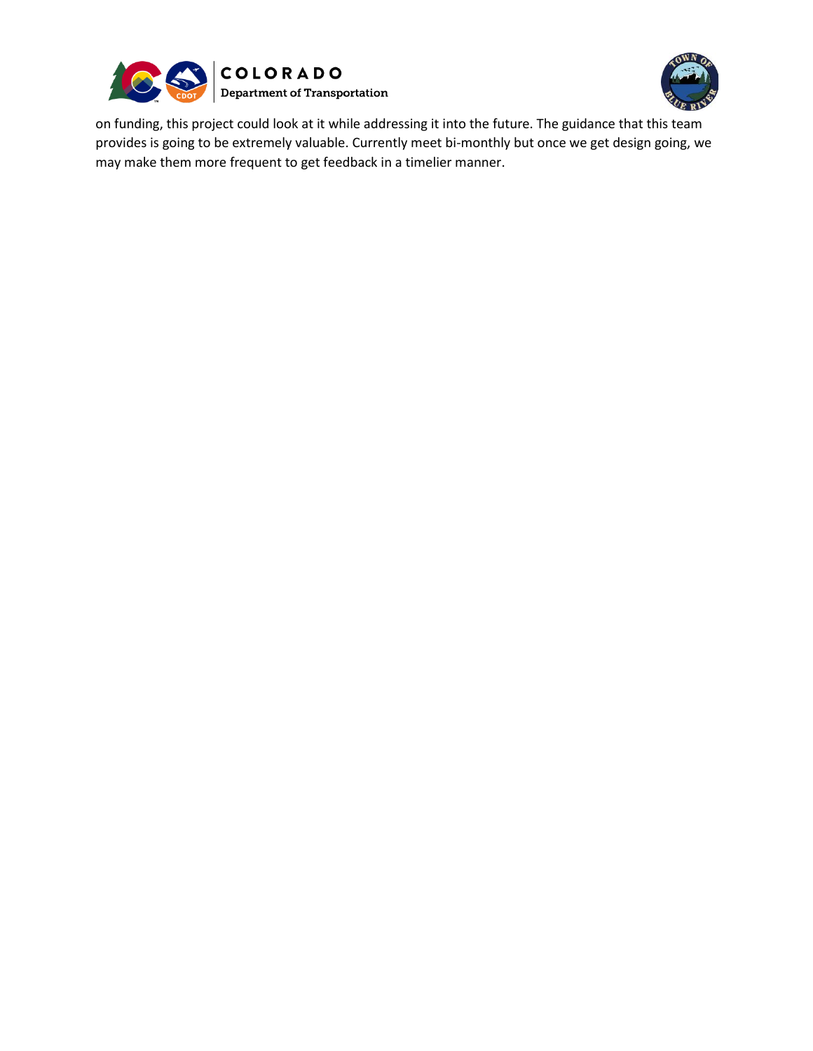on funding, this project could look at it while addressing it into the future. The guidance that this team provides is going to be extremely valuable. Currently meet bi-monthly but once we get design going, we may make them more frequent to get feedback in a timelier manner.